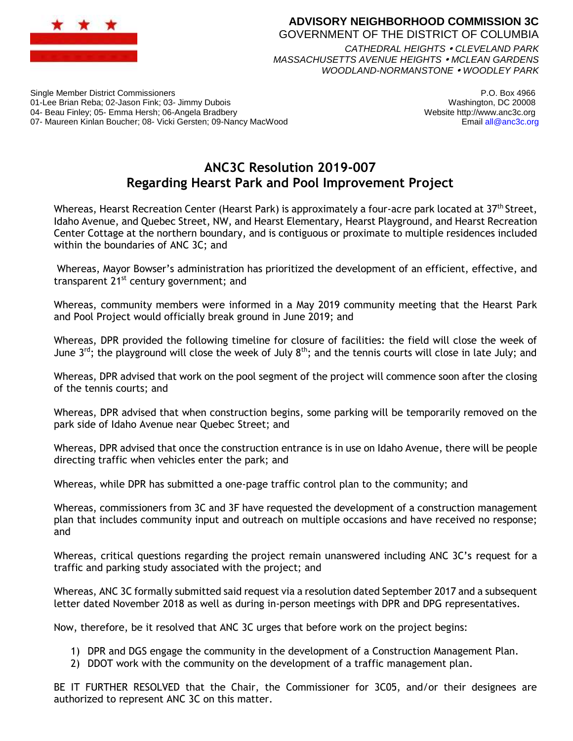**ADVISORY NEIGHBORHOOD COMMISSION 3C**
GOVERNMENT OF THE DISTRICT OF COLUMBIA
*CATHEDRAL HEIGHTS • CLEVELAND PARK*
*MASSACHUSETTS AVENUE HEIGHTS • MCLEAN GARDENS*
*WOODLAND-NORMANSTONE • WOODLEY PARK*

Single Member District Commissioners
01-Lee Brian Reba; 02-Jason Fink; 03- Jimmy Dubois
04- Beau Finley; 05- Emma Hersh; 06-Angela Bradbery
07- Maureen Kinlan Boucher; 08- Vicki Gersten; 09-Nancy MacWood

P.O. Box 4966
Washington, DC 20008
Website http://www.anc3c.org
Email all@anc3c.org

# ANC3C Resolution 2019-007
# Regarding Hearst Park and Pool Improvement Project

Whereas, Hearst Recreation Center (Hearst Park) is approximately a four-acre park located at 37th Street, Idaho Avenue, and Quebec Street, NW, and Hearst Elementary, Hearst Playground, and Hearst Recreation Center Cottage at the northern boundary, and is contiguous or proximate to multiple residences included within the boundaries of ANC 3C; and

Whereas, Mayor Bowser's administration has prioritized the development of an efficient, effective, and transparent 21st century government; and

Whereas, community members were informed in a May 2019 community meeting that the Hearst Park and Pool Project would officially break ground in June 2019; and

Whereas, DPR provided the following timeline for closure of facilities: the field will close the week of June 3rd; the playground will close the week of July 8th; and the tennis courts will close in late July; and

Whereas, DPR advised that work on the pool segment of the project will commence soon after the closing of the tennis courts; and

Whereas, DPR advised that when construction begins, some parking will be temporarily removed on the park side of Idaho Avenue near Quebec Street; and

Whereas, DPR advised that once the construction entrance is in use on Idaho Avenue, there will be people directing traffic when vehicles enter the park; and

Whereas, while DPR has submitted a one-page traffic control plan to the community; and

Whereas, commissioners from 3C and 3F have requested the development of a construction management plan that includes community input and outreach on multiple occasions and have received no response; and

Whereas, critical questions regarding the project remain unanswered including ANC 3C's request for a traffic and parking study associated with the project; and

Whereas, ANC 3C formally submitted said request via a resolution dated September 2017 and a subsequent letter dated November 2018 as well as during in-person meetings with DPR and DPG representatives.

Now, therefore, be it resolved that ANC 3C urges that before work on the project begins:

1) DPR and DGS engage the community in the development of a Construction Management Plan.
2) DDOT work with the community on the development of a traffic management plan.

BE IT FURTHER RESOLVED that the Chair, the Commissioner for 3C05, and/or their designees are authorized to represent ANC 3C on this matter.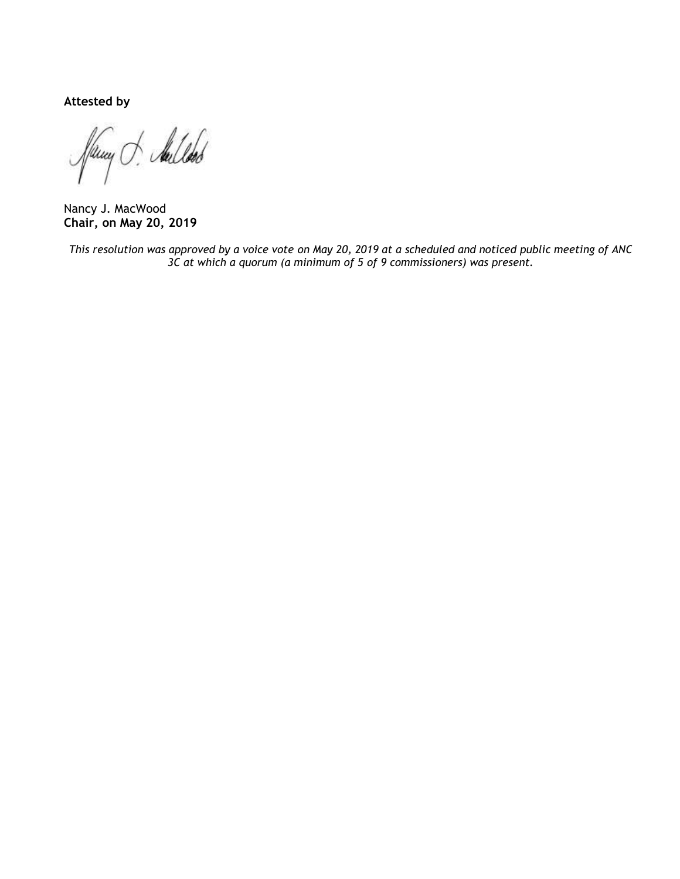**Attested by**

Nancy J. MacWood
**Chair, on May 20, 2019**

*This resolution was approved by a voice vote on May 20, 2019 at a scheduled and noticed public meeting of ANC 3C at which a quorum (a minimum of 5 of 9 commissioners) was present.*